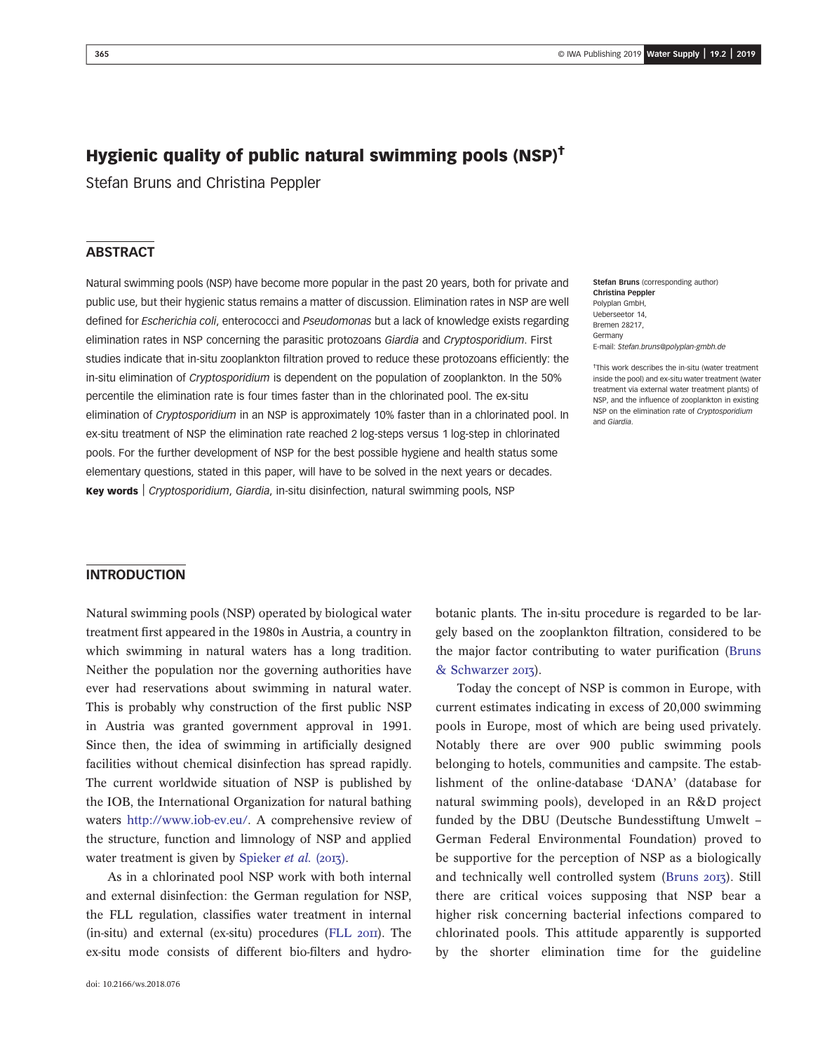# Hygienic quality of public natural swimming pools (NSP)†

Stefan Bruns and Christina Peppler

## ABSTRACT

Natural swimming pools (NSP) have become more popular in the past 20 years, both for private and public use, but their hygienic status remains a matter of discussion. Elimination rates in NSP are well defined for *Escherichia coli*, enterococci and *Pseudomonas* but a lack of knowledge exists regarding elimination rates in NSP concerning the parasitic protozoans *Giardia* and *Cryptosporidium*. First studies indicate that in-situ zooplankton filtration proved to reduce these protozoans efficiently: the in-situ elimination of *Cryptosporidium* is dependent on the population of zooplankton. In the 50% percentile the elimination rate is four times faster than in the chlorinated pool. The ex-situ elimination of *Cryptosporidium* in an NSP is approximately 10% faster than in a chlorinated pool. In ex-situ treatment of NSP the elimination rate reached 2 log-steps versus 1 log-step in chlorinated pools. For the further development of NSP for the best possible hygiene and health status some elementary questions, stated in this paper, will have to be solved in the next years or decades.

**Key words** | *Cryptosporidium*, *Giardia*, in-situ disinfection, natural swimming pools, NSP

**Stefan Bruns** (corresponding author)
**Christina Peppler**
Polyplan GmbH,
Ueberseetor 14,
Bremen 28217,
Germany
E-mail: *Stefan.bruns@polyplan-gmbh.de*

†This work describes the in-situ (water treatment inside the pool) and ex-situ water treatment (water treatment via external water treatment plants) of NSP, and the influence of zooplankton in existing NSP on the elimination rate of *Cryptosporidium* and *Giardia*.

## INTRODUCTION

Natural swimming pools (NSP) operated by biological water treatment first appeared in the 1980s in Austria, a country in which swimming in natural waters has a long tradition. Neither the population nor the governing authorities have ever had reservations about swimming in natural water. This is probably why construction of the first public NSP in Austria was granted government approval in 1991. Since then, the idea of swimming in artificially designed facilities without chemical disinfection has spread rapidly. The current worldwide situation of NSP is published by the IOB, the International Organization for natural bathing waters http://www.iob-ev.eu/. A comprehensive review of the structure, function and limnology of NSP and applied water treatment is given by Spieker *et al.* (2013).

As in a chlorinated pool NSP work with both internal and external disinfection: the German regulation for NSP, the FLL regulation, classifies water treatment in internal (in-situ) and external (ex-situ) procedures (FLL 2011). The ex-situ mode consists of different bio-filters and hydrobotanic plants. The in-situ procedure is regarded to be largely based on the zooplankton filtration, considered to be the major factor contributing to water purification (Bruns & Schwarzer 2013).

Today the concept of NSP is common in Europe, with current estimates indicating in excess of 20,000 swimming pools in Europe, most of which are being used privately. Notably there are over 900 public swimming pools belonging to hotels, communities and campsite. The establishment of the online-database 'DANA' (database for natural swimming pools), developed in an R&D project funded by the DBU (Deutsche Bundesstiftung Umwelt – German Federal Environmental Foundation) proved to be supportive for the perception of NSP as a biologically and technically well controlled system (Bruns 2013). Still there are critical voices supposing that NSP bear a higher risk concerning bacterial infections compared to chlorinated pools. This attitude apparently is supported by the shorter elimination time for the guideline

doi: 10.2166/ws.2018.076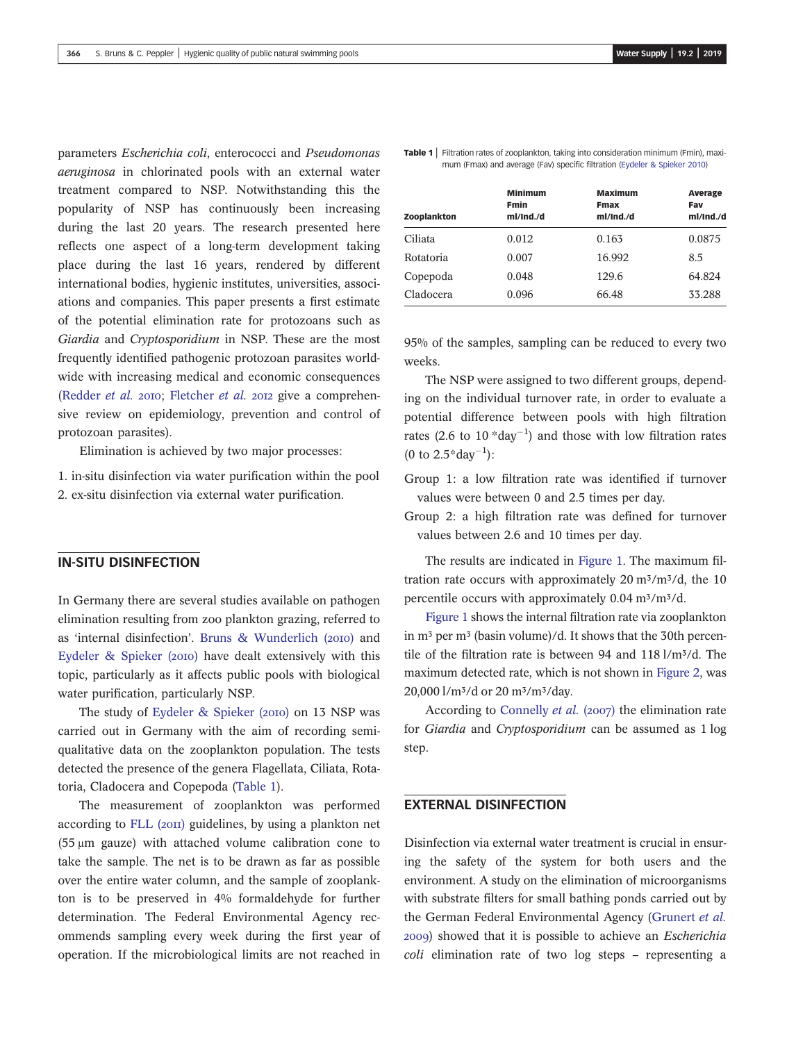parameters *Escherichia coli*, enterococci and *Pseudomonas aeruginosa* in chlorinated pools with an external water treatment compared to NSP. Notwithstanding this the popularity of NSP has continuously been increasing during the last 20 years. The research presented here reflects one aspect of a long-term development taking place during the last 16 years, rendered by different international bodies, hygienic institutes, universities, associations and companies. This paper presents a first estimate of the potential elimination rate for protozoans such as *Giardia* and *Cryptosporidium* in NSP. These are the most frequently identified pathogenic protozoan parasites worldwide with increasing medical and economic consequences (Redder *et al.* 2010; Fletcher *et al.* 2012 give a comprehensive review on epidemiology, prevention and control of protozoan parasites).

Elimination is achieved by two major processes:

1. in-situ disinfection via water purification within the pool
2. ex-situ disinfection via external water purification.

## IN-SITU DISINFECTION

In Germany there are several studies available on pathogen elimination resulting from zoo plankton grazing, referred to as 'internal disinfection'. Bruns & Wunderlich (2010) and Eydeler & Spieker (2010) have dealt extensively with this topic, particularly as it affects public pools with biological water purification, particularly NSP.

The study of Eydeler & Spieker (2010) on 13 NSP was carried out in Germany with the aim of recording semi-qualitative data on the zooplankton population. The tests detected the presence of the genera Flagellata, Ciliata, Rotatoria, Cladocera and Copepoda (Table 1).

The measurement of zooplankton was performed according to FLL (2011) guidelines, by using a plankton net (55 μm gauze) with attached volume calibration cone to take the sample. The net is to be drawn as far as possible over the entire water column, and the sample of zooplankton is to be preserved in 4% formaldehyde for further determination. The Federal Environmental Agency recommends sampling every week during the first year of operation. If the microbiological limits are not reached in 95% of the samples, sampling can be reduced to every two weeks.

**Table 1** | Filtration rates of zooplankton, taking into consideration minimum (Fmin), maximum (Fmax) and average (Fav) specific filtration (Eydeler & Spieker 2010)

| Zooplankton | Minimum Fmin ml/Ind./d | Maximum Fmax ml/Ind./d | Average Fav ml/Ind./d |
|---|---|---|---|
| Ciliata | 0.012 | 0.163 | 0.0875 |
| Rotatoria | 0.007 | 16.992 | 8.5 |
| Copepoda | 0.048 | 129.6 | 64.824 |
| Cladocera | 0.096 | 66.48 | 33.288 |

The NSP were assigned to two different groups, depending on the individual turnover rate, in order to evaluate a potential difference between pools with high filtration rates (2.6 to 10 $*\text{day}^{-1}$) and those with low filtration rates (0 to 2.5$*\text{day}^{-1}$):

Group 1: a low filtration rate was identified if turnover values were between 0 and 2.5 times per day.

Group 2: a high filtration rate was defined for turnover values between 2.6 and 10 times per day.

The results are indicated in Figure 1. The maximum filtration rate occurs with approximately 20 $m^3/m^3/d$, the 10 percentile occurs with approximately 0.04 $m^3/m^3/d$.

Figure 1 shows the internal filtration rate via zooplankton in $m^3$ per $m^3$ (basin volume)/d. It shows that the 30th percentile of the filtration rate is between 94 and 118 $l/m^3/d$. The maximum detected rate, which is not shown in Figure 2, was 20,000 $l/m^3/d$ or 20 $m^3/m^3/\text{day}$.

According to Connelly *et al.* (2007) the elimination rate for *Giardia* and *Cryptosporidium* can be assumed as 1 log step.

## EXTERNAL DISINFECTION

Disinfection via external water treatment is crucial in ensuring the safety of the system for both users and the environment. A study on the elimination of microorganisms with substrate filters for small bathing ponds carried out by the German Federal Environmental Agency (Grunert *et al.* 2009) showed that it is possible to achieve an *Escherichia coli* elimination rate of two log steps – representing a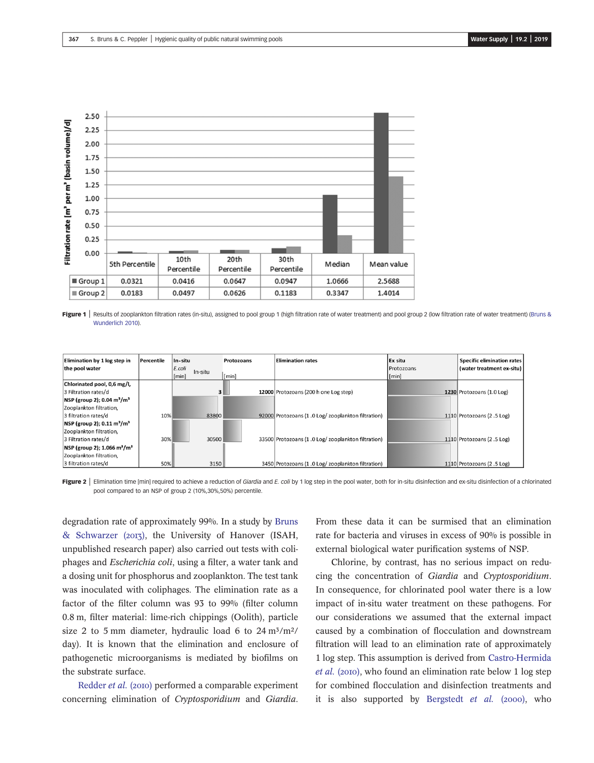| | 5th Percentile | 10th Percentile | 20th Percentile | 30th Percentile | Median | Mean value |
|---|---|---|---|---|---|---|
| Group 1 | 0.0321 | 0.0416 | 0.0647 | 0.0947 | 1.0666 | 2.5688 |
| Group 2 | 0.0183 | 0.0497 | 0.0626 | 0.1183 | 0.3347 | 1.4014 |

Figure 1 | Results of zooplankton filtration rates (in-situ), assigned to pool group 1 (high filtration rate of water treatment) and pool group 2 (low filtration rate of water treatment) (Bruns & Wunderlich 2010).

| Elimination by 1 log step in the pool water | Percentile | In-situ *E.coli* [min] | Protozoans [min] | Elimination rates | Ex situ Protozoans [min] | Specific elimination rates (water treatment ex-situ) |
|---|---|---|---|---|---|---|
| Chlorinated pool, 0,6 mg/l, 3 Filtration rates/d | | 3 | 12000 | Protozoans (200 h one Log step) | 1230 | Protozoans (1.0 Log) |
| NSP (group 2); 0.04 m³/m³ Zooplankton filtration, 3 filtration rates/d | 10% | 83800 | 92000 | Protozoans (1 .0 Log/ zooplankton filtration) | 1110 | Protozoans (2 .5 Log) |
| NSP (group 2); 0.11 m³/m³ Zooplankton filtration, 3 Filtration rates/d | 30% | 30500 | 33500 | Protozoans (1 .0 Log/ zooplankton filtration) | 1110 | Protozoans (2 .5 Log) |
| NSP (group 2); 1.066 m³/m³ Zooplankton filtration, 3 filtration rates/d | 50% | 3150 | 3450 | Protozoans (1 .0 Log/ zooplankton filtration) | 1110 | Protozoans (2 .5 Log) |

Figure 2 | Elimination time [min] required to achieve a reduction of *Giardia* and *E. coli* by 1 log step in the pool water, both for in-situ disinfection and ex-situ disinfection of a chlorinated pool compared to an NSP of group 2 (10%,30%,50%) percentile.

degradation rate of approximately 99%. In a study by Bruns & Schwarzer (2013), the University of Hanover (ISAH, unpublished research paper) also carried out tests with coliphages and *Escherichia coli*, using a filter, a water tank and a dosing unit for phosphorus and zooplankton. The test tank was inoculated with coliphages. The elimination rate as a factor of the filter column was 93 to 99% (filter column 0.8 m, filter material: lime-rich chippings (Oolith), particle size 2 to 5 mm diameter, hydraulic load 6 to 24 m³/m²/day). It is known that the elimination and enclosure of pathogenetic microorganisms is mediated by biofilms on the substrate surface.

Redder *et al.* (2010) performed a comparable experiment concerning elimination of *Cryptosporidium* and *Giardia*. From these data it can be surmised that an elimination rate for bacteria and viruses in excess of 90% is possible in external biological water purification systems of NSP.

Chlorine, by contrast, has no serious impact on reducing the concentration of *Giardia* and *Cryptosporidium*. In consequence, for chlorinated pool water there is a low impact of in-situ water treatment on these pathogens. For our considerations we assumed that the external impact caused by a combination of flocculation and downstream filtration will lead to an elimination rate of approximately 1 log step. This assumption is derived from Castro-Hermida *et al.* (2010), who found an elimination rate below 1 log step for combined flocculation and disinfection treatments and it is also supported by Bergstedt *et al.* (2000), who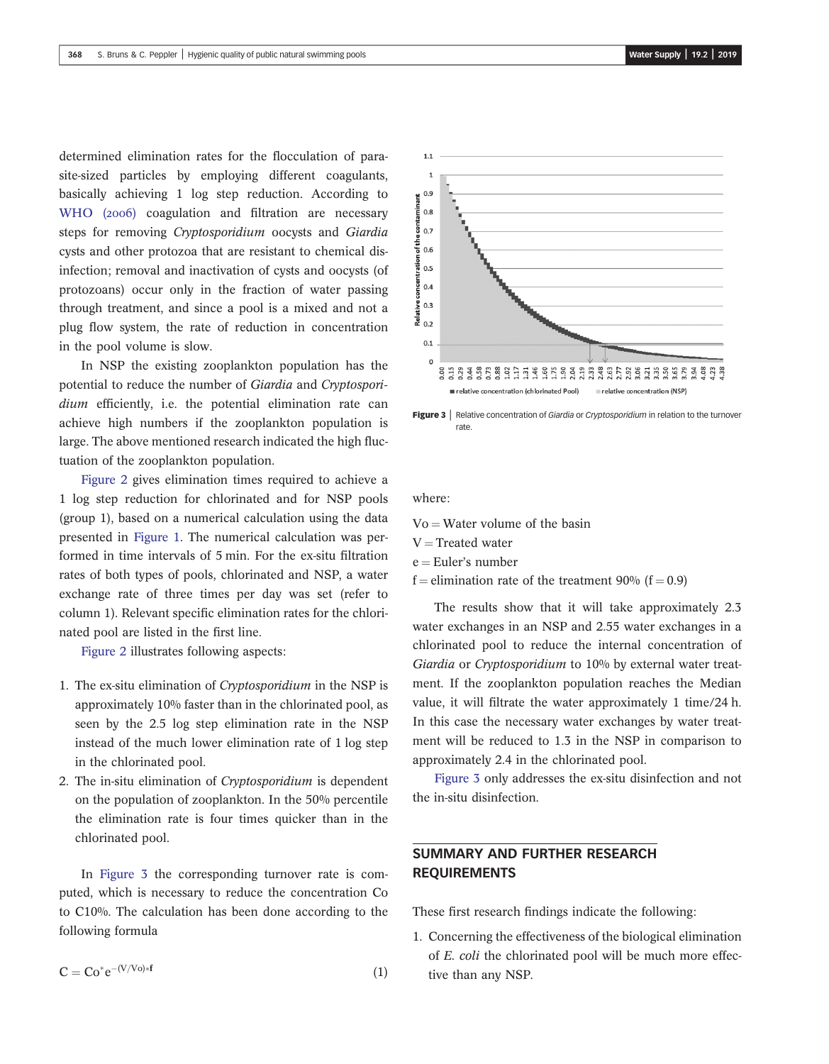determined elimination rates for the flocculation of parasite-sized particles by employing different coagulants, basically achieving 1 log step reduction. According to WHO (2006) coagulation and filtration are necessary steps for removing *Cryptosporidium* oocysts and *Giardia* cysts and other protozoa that are resistant to chemical disinfection; removal and inactivation of cysts and oocysts (of protozoans) occur only in the fraction of water passing through treatment, and since a pool is a mixed and not a plug flow system, the rate of reduction in concentration in the pool volume is slow.

In NSP the existing zooplankton population has the potential to reduce the number of *Giardia* and *Cryptosporidium* efficiently, i.e. the potential elimination rate can achieve high numbers if the zooplankton population is large. The above mentioned research indicated the high fluctuation of the zooplankton population.

Figure 2 gives elimination times required to achieve a 1 log step reduction for chlorinated and for NSP pools (group 1), based on a numerical calculation using the data presented in Figure 1. The numerical calculation was performed in time intervals of 5 min. For the ex-situ filtration rates of both types of pools, chlorinated and NSP, a water exchange rate of three times per day was set (refer to column 1). Relevant specific elimination rates for the chlorinated pool are listed in the first line.

Figure 2 illustrates following aspects:

1. The ex-situ elimination of *Cryptosporidium* in the NSP is approximately 10% faster than in the chlorinated pool, as seen by the 2.5 log step elimination rate in the NSP instead of the much lower elimination rate of 1 log step in the chlorinated pool.
2. The in-situ elimination of *Cryptosporidium* is dependent on the population of zooplankton. In the 50% percentile the elimination rate is four times quicker than in the chlorinated pool.

In Figure 3 the corresponding turnover rate is computed, which is necessary to reduce the concentration Co to C10%. The calculation has been done according to the following formula

$$C = Co^{*}e^{-(V/Vo)*f} \qquad (1)$$

Figure 3 | Relative concentration of *Giardia* or *Cryptosporidium* in relation to the turnover rate.

where:

Vo = Water volume of the basin

V = Treated water

e = Euler's number

f = elimination rate of the treatment 90% (f = 0.9)

The results show that it will take approximately 2.3 water exchanges in an NSP and 2.55 water exchanges in a chlorinated pool to reduce the internal concentration of *Giardia* or *Cryptosporidium* to 10% by external water treatment. If the zooplankton population reaches the Median value, it will filtrate the water approximately 1 time/24 h. In this case the necessary water exchanges by water treatment will be reduced to 1.3 in the NSP in comparison to approximately 2.4 in the chlorinated pool.

Figure 3 only addresses the ex-situ disinfection and not the in-situ disinfection.

## SUMMARY AND FURTHER RESEARCH REQUIREMENTS

These first research findings indicate the following:

1. Concerning the effectiveness of the biological elimination of *E. coli* the chlorinated pool will be much more effective than any NSP.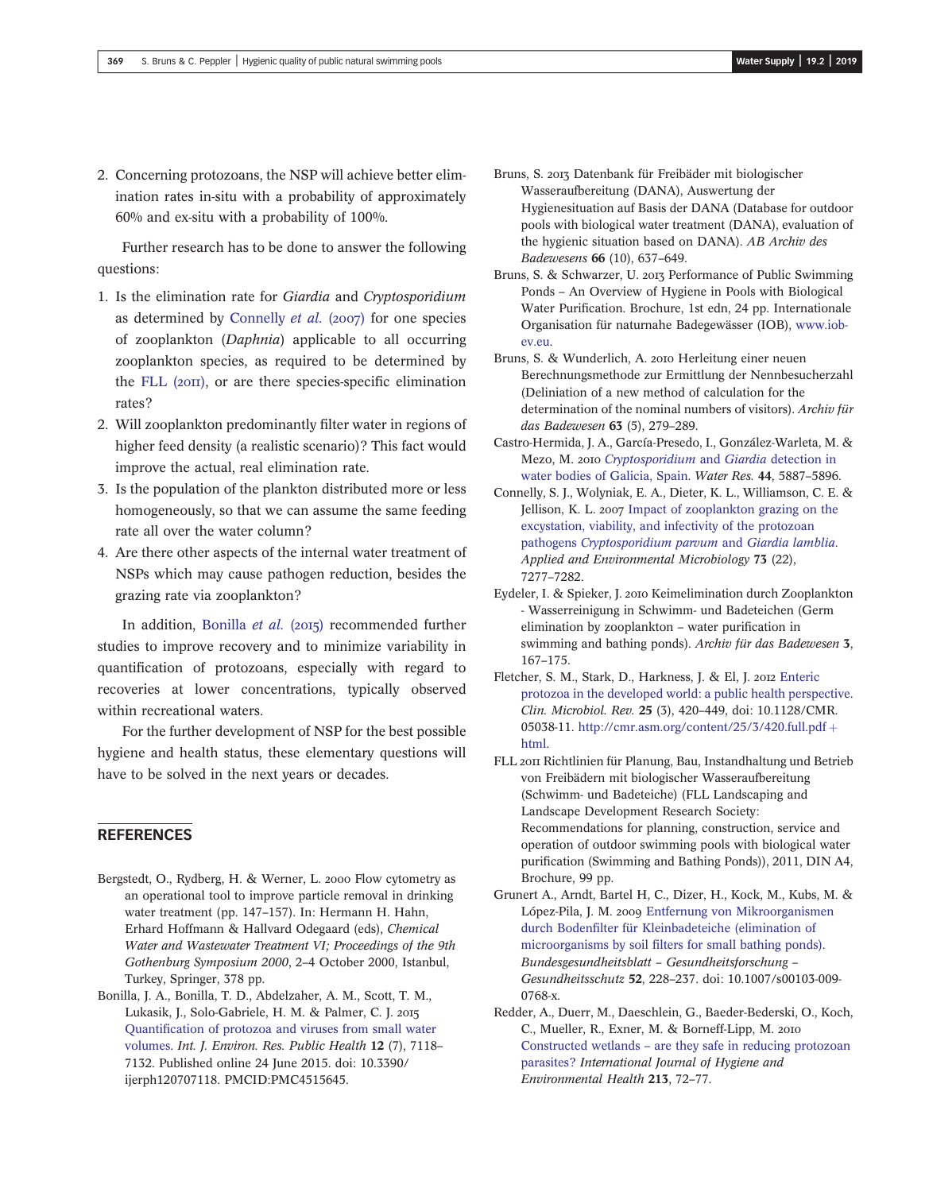2. Concerning protozoans, the NSP will achieve better elimination rates in-situ with a probability of approximately 60% and ex-situ with a probability of 100%.

Further research has to be done to answer the following questions:

1. Is the elimination rate for *Giardia* and *Cryptosporidium* as determined by Connelly *et al.* (2007) for one species of zooplankton (*Daphnia*) applicable to all occurring zooplankton species, as required to be determined by the FLL (2011), or are there species-specific elimination rates?
2. Will zooplankton predominantly filter water in regions of higher feed density (a realistic scenario)? This fact would improve the actual, real elimination rate.
3. Is the population of the plankton distributed more or less homogeneously, so that we can assume the same feeding rate all over the water column?
4. Are there other aspects of the internal water treatment of NSPs which may cause pathogen reduction, besides the grazing rate via zooplankton?

In addition, Bonilla *et al.* (2015) recommended further studies to improve recovery and to minimize variability in quantification of protozoans, especially with regard to recoveries at lower concentrations, typically observed within recreational waters.

For the further development of NSP for the best possible hygiene and health status, these elementary questions will have to be solved in the next years or decades.

## REFERENCES

Bergstedt, O., Rydberg, H. & Werner, L. 2000 Flow cytometry as an operational tool to improve particle removal in drinking water treatment (pp. 147–157). In: Hermann H. Hahn, Erhard Hoffmann & Hallvard Odegaard (eds), *Chemical Water and Wastewater Treatment VI; Proceedings of the 9th Gothenburg Symposium 2000*, 2–4 October 2000, Istanbul, Turkey, Springer, 378 pp.

Bonilla, J. A., Bonilla, T. D., Abdelzaher, A. M., Scott, T. M., Lukasik, J., Solo-Gabriele, H. M. & Palmer, C. J. 2015 Quantification of protozoa and viruses from small water volumes. *Int. J. Environ. Res. Public Health* **12** (7), 7118–7132. Published online 24 June 2015. doi: 10.3390/ijerph120707118. PMCID:PMC4515645.

Bruns, S. 2013 Datenbank für Freibäder mit biologischer Wasseraufbereitung (DANA), Auswertung der Hygienesituation auf Basis der DANA (Database for outdoor pools with biological water treatment (DANA), evaluation of the hygienic situation based on DANA). *AB Archiv des Badewesens* **66** (10), 637–649.

Bruns, S. & Schwarzer, U. 2013 Performance of Public Swimming Ponds – An Overview of Hygiene in Pools with Biological Water Purification. Brochure, 1st edn, 24 pp. Internationale Organisation für naturnahe Badegewässer (IOB), www.iob-ev.eu.

Bruns, S. & Wunderlich, A. 2010 Herleitung einer neuen Berechnungsmethode zur Ermittlung der Nennbesucherzahl (Deliniation of a new method of calculation for the determination of the nominal numbers of visitors). *Archiv für das Badewesen* **63** (5), 279–289.

Castro-Hermida, J. A., García-Presedo, I., González-Warleta, M. & Mezo, M. 2010 *Cryptosporidium* and *Giardia* detection in water bodies of Galicia, Spain. *Water Res.* **44**, 5887–5896.

Connelly, S. J., Wolyniak, E. A., Dieter, K. L., Williamson, C. E. & Jellison, K. L. 2007 Impact of zooplankton grazing on the excystation, viability, and infectivity of the protozoan pathogens *Cryptosporidium parvum* and *Giardia lamblia*. *Applied and Environmental Microbiology* **73** (22), 7277–7282.

Eydeler, I. & Spieker, J. 2010 Keimelimination durch Zooplankton - Wasserreinigung in Schwimm- und Badeteichen (Germ elimination by zooplankton – water purification in swimming and bathing ponds). *Archiv für das Badewesen* **3**, 167–175.

Fletcher, S. M., Stark, D., Harkness, J. & El, J. 2012 Enteric protozoa in the developed world: a public health perspective. *Clin. Microbiol. Rev.* **25** (3), 420–449, doi: 10.1128/CMR.05038-11. http://cmr.asm.org/content/25/3/420.full.pdf+html.

FLL 2011 Richtlinien für Planung, Bau, Instandhaltung und Betrieb von Freibädern mit biologischer Wasseraufbereitung (Schwimm- und Badeteiche) (FLL Landscaping and Landscape Development Research Society: Recommendations for planning, construction, service and operation of outdoor swimming pools with biological water purification (Swimming and Bathing Ponds)), 2011, DIN A4, Brochure, 99 pp.

Grunert A., Arndt, Bartel H C., Dizer, H., Kock, M., Kubs, M. & López-Pila, J. M. 2009 Entfernung von Mikroorganismen durch Bodenfilter für Kleinbadeteiche (elimination of microorganisms by soil filters for small bathing ponds). *Bundesgesundheitsblatt – Gesundheitsforschung – Gesundheitsschutz* **52**, 228–237. doi: 10.1007/s00103-009-0768-x.

Redder, A., Duerr, M., Daeschlein, G., Baeder-Bederski, O., Koch, C., Mueller, R., Exner, M. & Borneff-Lipp, M. 2010 Constructed wetlands – are they safe in reducing protozoan parasites? *International Journal of Hygiene and Environmental Health* **213**, 72–77.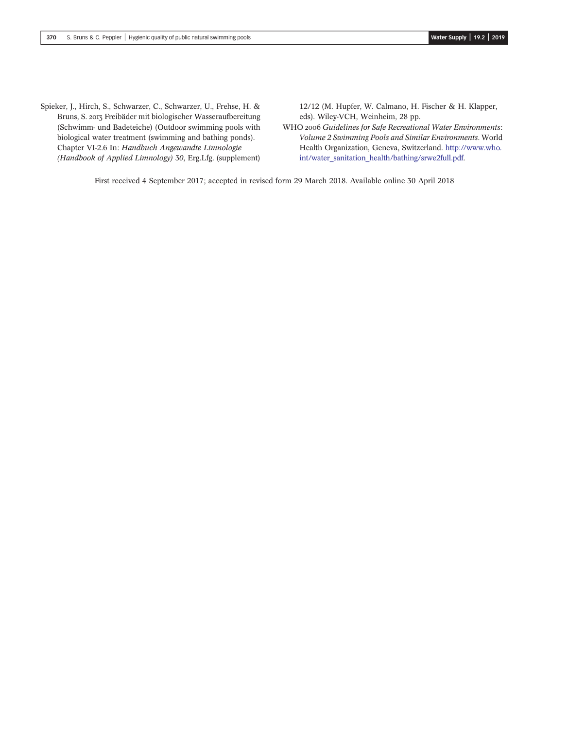Spieker, J., Hirch, S., Schwarzer, C., Schwarzer, U., Frehse, H. & Bruns, S. 2013 Freibäder mit biologischer Wasseraufbereitung (Schwimm- und Badeteiche) (Outdoor swimming pools with biological water treatment (swimming and bathing ponds). Chapter VI-2.6 In: *Handbuch Angewandte Limnologie (Handbook of Applied Limnology) 30*, Erg.Lfg. (supplement) 12/12 (M. Hupfer, W. Calmano, H. Fischer & H. Klapper, eds). Wiley-VCH, Weinheim, 28 pp.

WHO 2006 *Guidelines for Safe Recreational Water Environments: Volume 2 Swimming Pools and Similar Environments*. World Health Organization, Geneva, Switzerland. http://www.who.int/water_sanitation_health/bathing/srwe2full.pdf.

First received 4 September 2017; accepted in revised form 29 March 2018. Available online 30 April 2018